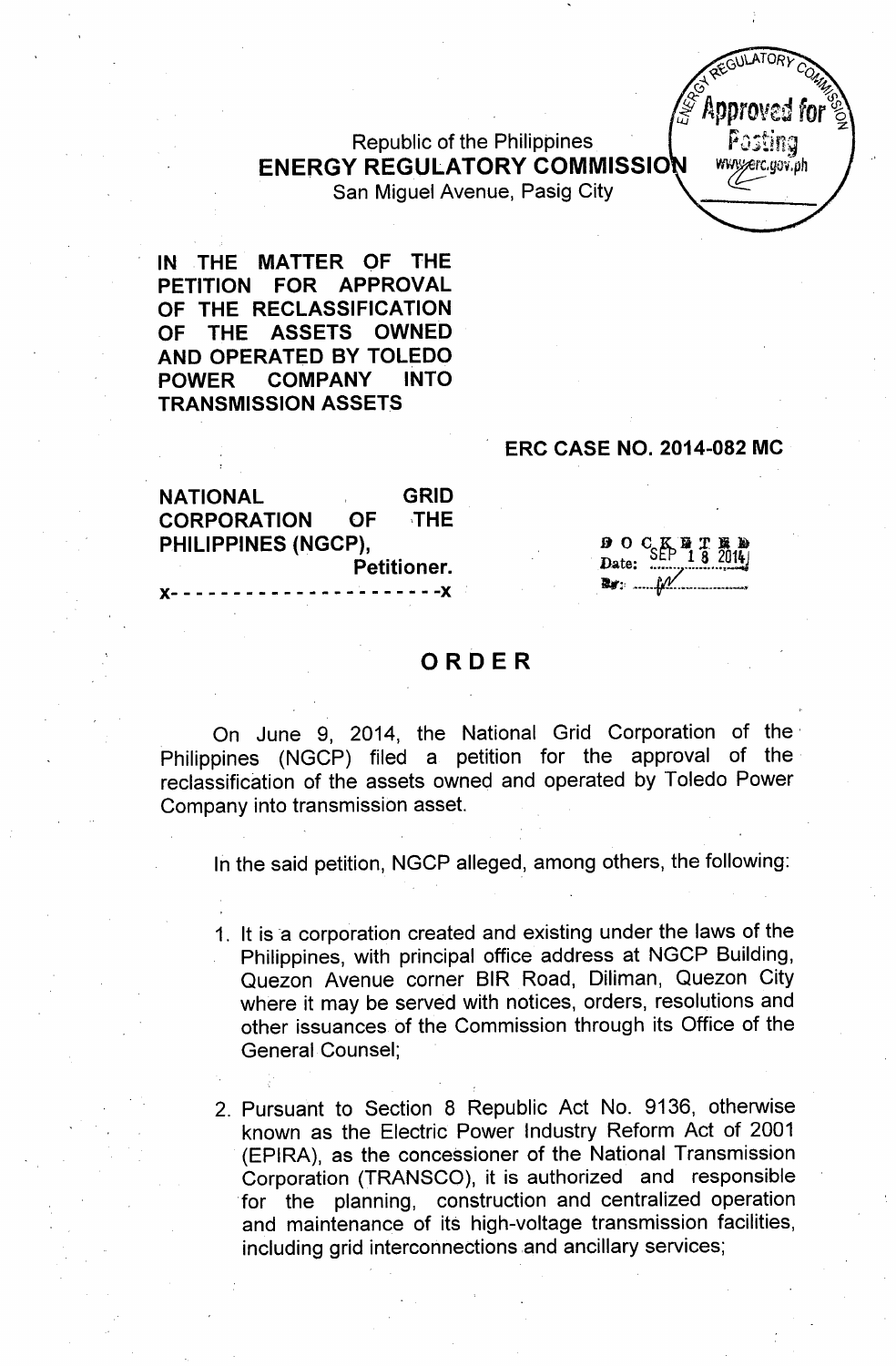Republic of the Philippines
**ENERGY REGULATORY COMMISSION**
San Miguel Avenue, Pasig City

**IN THE MATTER OF THE PETITION FOR APPROVAL OF THE RECLASSIFICATION OF THE ASSETS OWNED AND OPERATED BY TOLEDO POWER COMPANY INTO TRANSMISSION ASSETS**

**ERC CASE NO. 2014-082 MC**

**NATIONAL GRID CORPORATION OF THE PHILIPPINES (NGCP),**
**Petitioner.**
x- - - - - - - - - - - - - - - - - - - - -x

DOCKETED
Date: SEP 18 2014

# ORDER

On June 9, 2014, the National Grid Corporation of the Philippines (NGCP) filed a petition for the approval of the reclassification of the assets owned and operated by Toledo Power Company into transmission asset.

In the said petition, NGCP alleged, among others, the following:

1. It is a corporation created and existing under the laws of the Philippines, with principal office address at NGCP Building, Quezon Avenue corner BIR Road, Diliman, Quezon City where it may be served with notices, orders, resolutions and other issuances of the Commission through its Office of the General Counsel;

2. Pursuant to Section 8 Republic Act No. 9136, otherwise known as the Electric Power Industry Reform Act of 2001 (EPIRA), as the concessioner of the National Transmission Corporation (TRANSCO), it is authorized and responsible for the planning, construction and centralized operation and maintenance of its high-voltage transmission facilities, including grid interconnections and ancillary services;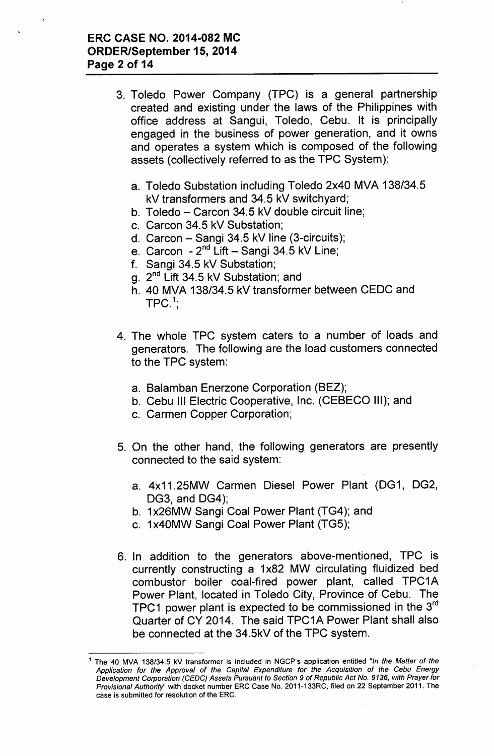3. Toledo Power Company (TPC) is a general partnership created and existing under the laws of the Philippines with office address at Sangui, Toledo, Cebu. It is principally engaged in the business of power generation, and it owns and operates a system which is composed of the following assets (collectively referred to as the TPC System):

   a. Toledo Substation including Toledo 2x40 MVA 138/34.5 kV transformers and 34.5 kV switchyard;
   b. Toledo – Carcon 34.5 kV double circuit line;
   c. Carcon 34.5 kV Substation;
   d. Carcon – Sangi 34.5 kV line (3-circuits);
   e. Carcon - 2nd Lift – Sangi 34.5 kV Line;
   f. Sangi 34.5 kV Substation;
   g. 2nd Lift 34.5 kV Substation; and
   h. 40 MVA 138/34.5 kV transformer between CEDC and TPC.[1];

4. The whole TPC system caters to a number of loads and generators. The following are the load customers connected to the TPC system:

   a. Balamban Enerzone Corporation (BEZ);
   b. Cebu III Electric Cooperative, Inc. (CEBECO III); and
   c. Carmen Copper Corporation;

5. On the other hand, the following generators are presently connected to the said system:

   a. 4x11.25MW Carmen Diesel Power Plant (DG1, DG2, DG3, and DG4);
   b. 1x26MW Sangi Coal Power Plant (TG4); and
   c. 1x40MW Sangi Coal Power Plant (TG5);

6. In addition to the generators above-mentioned, TPC is currently constructing a 1x82 MW circulating fluidized bed combustor boiler coal-fired power plant, called TPC1A Power Plant, located in Toledo City, Province of Cebu. The TPC1 power plant is expected to be commissioned in the 3rd Quarter of CY 2014. The said TPC1A Power Plant shall also be connected at the 34.5kV of the TPC system.

---

[1] The 40 MVA 138/34.5 kV transformer is included in NGCP's application entitled "*In the Matter of the Application for the Approval of the Capital Expenditure for the Acquisition of the Cebu Energy Development Corporation (CEDC) Assets Pursuant to Section 9 of Republic Act No. 9136, with Prayer for Provisional Authority*" with docket number ERC Case No. 2011-133RC, filed on 22 September 2011. The case is submitted for resolution of the ERC.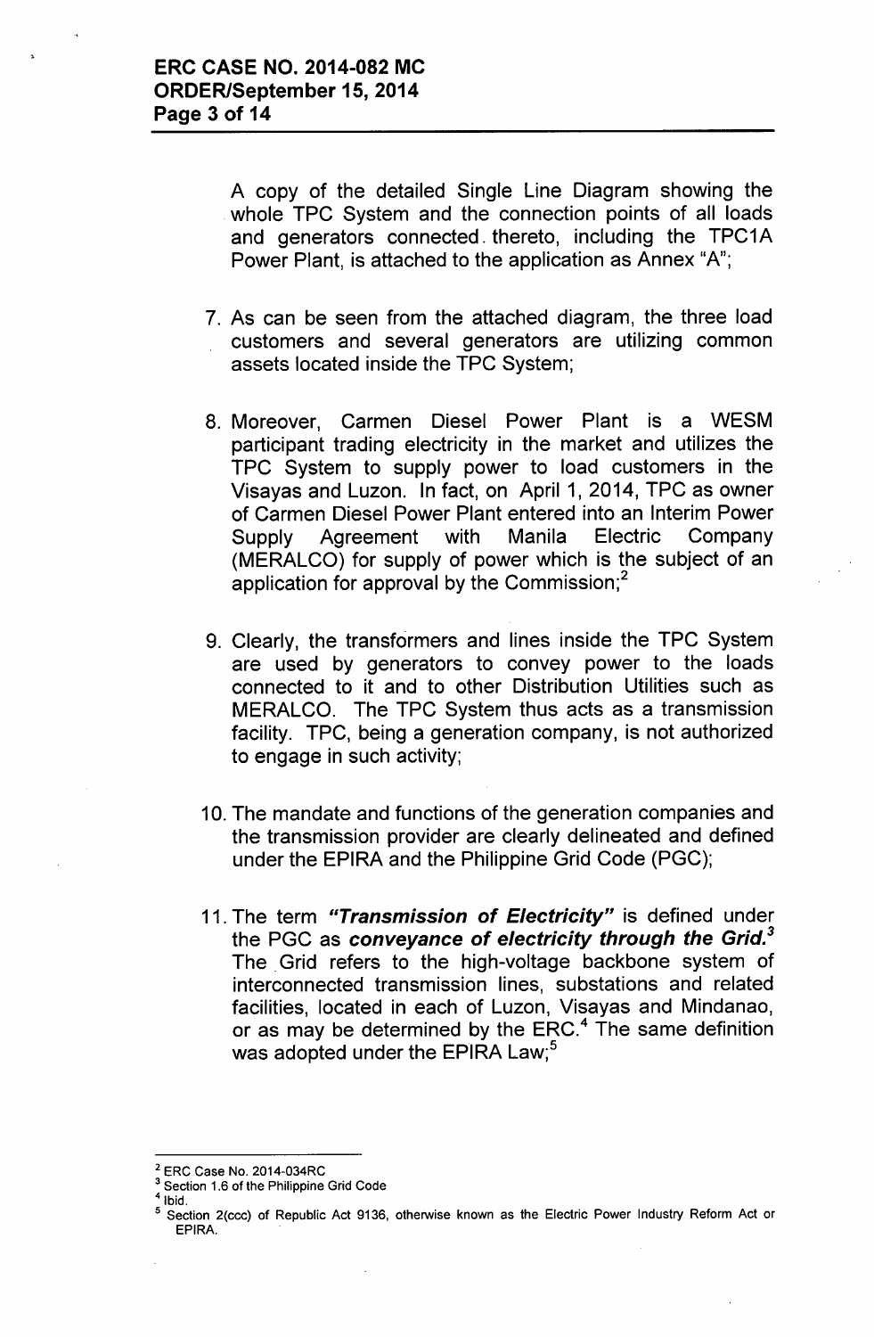A copy of the detailed Single Line Diagram showing the whole TPC System and the connection points of all loads and generators connected thereto, including the TPC1A Power Plant, is attached to the application as Annex "A";

7. As can be seen from the attached diagram, the three load customers and several generators are utilizing common assets located inside the TPC System;

8. Moreover, Carmen Diesel Power Plant is a WESM participant trading electricity in the market and utilizes the TPC System to supply power to load customers in the Visayas and Luzon. In fact, on April 1, 2014, TPC as owner of Carmen Diesel Power Plant entered into an Interim Power Supply Agreement with Manila Electric Company (MERALCO) for supply of power which is the subject of an application for approval by the Commission;[2]

9. Clearly, the transformers and lines inside the TPC System are used by generators to convey power to the loads connected to it and to other Distribution Utilities such as MERALCO. The TPC System thus acts as a transmission facility. TPC, being a generation company, is not authorized to engage in such activity;

10. The mandate and functions of the generation companies and the transmission provider are clearly delineated and defined under the EPIRA and the Philippine Grid Code (PGC);

11. The term ***"Transmission of Electricity"*** is defined under the PGC as ***conveyance of electricity through the Grid.***[3] The Grid refers to the high-voltage backbone system of interconnected transmission lines, substations and related facilities, located in each of Luzon, Visayas and Mindanao, or as may be determined by the ERC.[4] The same definition was adopted under the EPIRA Law;[5]

---

[2] ERC Case No. 2014-034RC

[3] Section 1.6 of the Philippine Grid Code

[4] Ibid.

[5] Section 2(ccc) of Republic Act 9136, otherwise known as the Electric Power Industry Reform Act or EPIRA.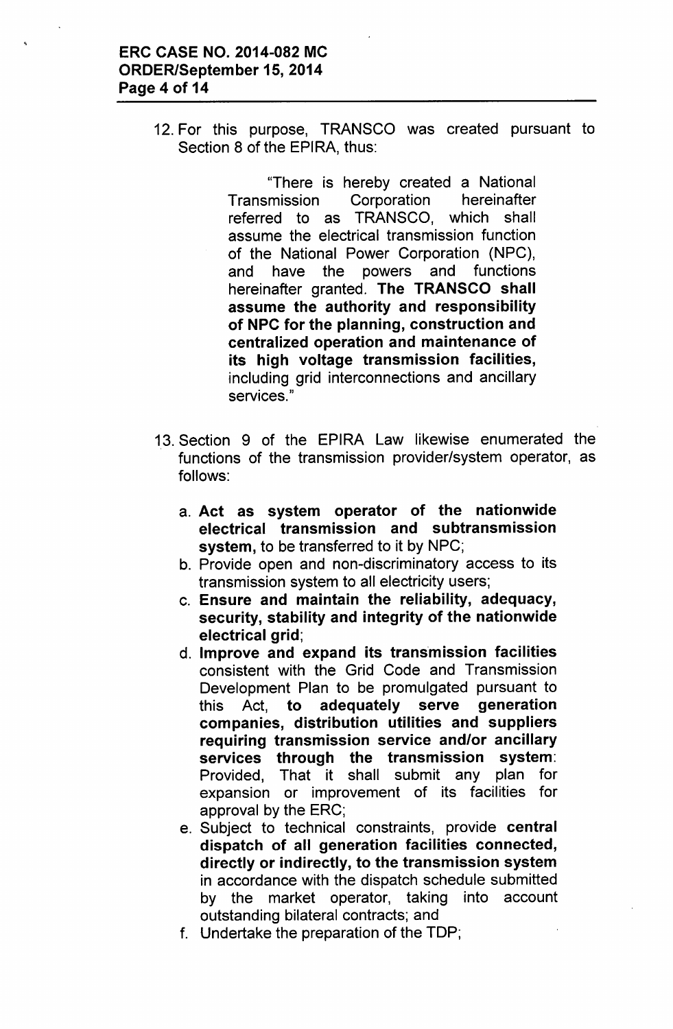12. For this purpose, TRANSCO was created pursuant to Section 8 of the EPIRA, thus:

> "There is hereby created a National Transmission Corporation hereinafter referred to as TRANSCO, which shall assume the electrical transmission function of the National Power Corporation (NPC), and have the powers and functions hereinafter granted. **The TRANSCO shall assume the authority and responsibility of NPC for the planning, construction and centralized operation and maintenance of its high voltage transmission facilities,** including grid interconnections and ancillary services."

13. Section 9 of the EPIRA Law likewise enumerated the functions of the transmission provider/system operator, as follows:

    a. **Act as system operator of the nationwide electrical transmission and subtransmission system,** to be transferred to it by NPC;
    b. Provide open and non-discriminatory access to its transmission system to all electricity users;
    c. **Ensure and maintain the reliability, adequacy, security, stability and integrity of the nationwide electrical grid**;
    d. **Improve and expand its transmission facilities** consistent with the Grid Code and Transmission Development Plan to be promulgated pursuant to this Act, **to adequately serve generation companies, distribution utilities and suppliers requiring transmission service and/or ancillary services through the transmission system**: Provided, That it shall submit any plan for expansion or improvement of its facilities for approval by the ERC;
    e. Subject to technical constraints, provide **central dispatch of all generation facilities connected, directly or indirectly, to the transmission system** in accordance with the dispatch schedule submitted by the market operator, taking into account outstanding bilateral contracts; and
    f. Undertake the preparation of the TDP;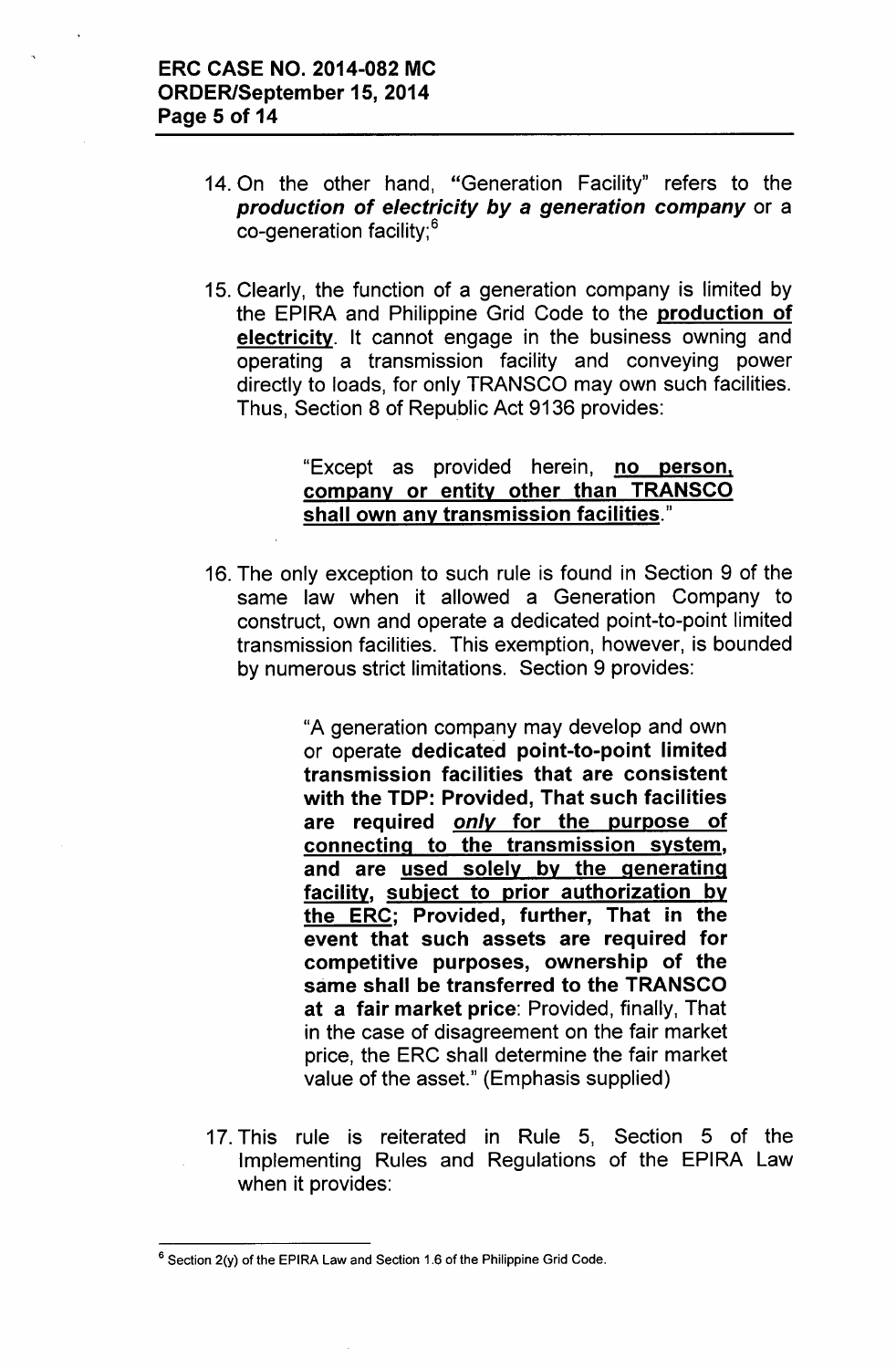14. On the other hand, "Generation Facility" refers to the ***production of electricity by a generation company*** or a co-generation facility;[6]

15. Clearly, the function of a generation company is limited by the EPIRA and Philippine Grid Code to the **production of electricity**. It cannot engage in the business owning and operating a transmission facility and conveying power directly to loads, for only TRANSCO may own such facilities. Thus, Section 8 of Republic Act 9136 provides:

    > "Except as provided herein, **no person, company or entity other than TRANSCO shall own any transmission facilities**."

16. The only exception to such rule is found in Section 9 of the same law when it allowed a Generation Company to construct, own and operate a dedicated point-to-point limited transmission facilities. This exemption, however, is bounded by numerous strict limitations. Section 9 provides:

    > "A generation company may develop and own or operate **dedicated point-to-point limited transmission facilities that are consistent with the TDP: Provided, That such facilities are required *only* for the purpose of connecting to the transmission system, and are used solely by the generating facility, subject to prior authorization by the ERC; Provided, further, That in the event that such assets are required for competitive purposes, ownership of the same shall be transferred to the TRANSCO at a fair market price**: Provided, finally, That in the case of disagreement on the fair market price, the ERC shall determine the fair market value of the asset." (Emphasis supplied)

17. This rule is reiterated in Rule 5, Section 5 of the Implementing Rules and Regulations of the EPIRA Law when it provides:

---

[6] Section 2(y) of the EPIRA Law and Section 1.6 of the Philippine Grid Code.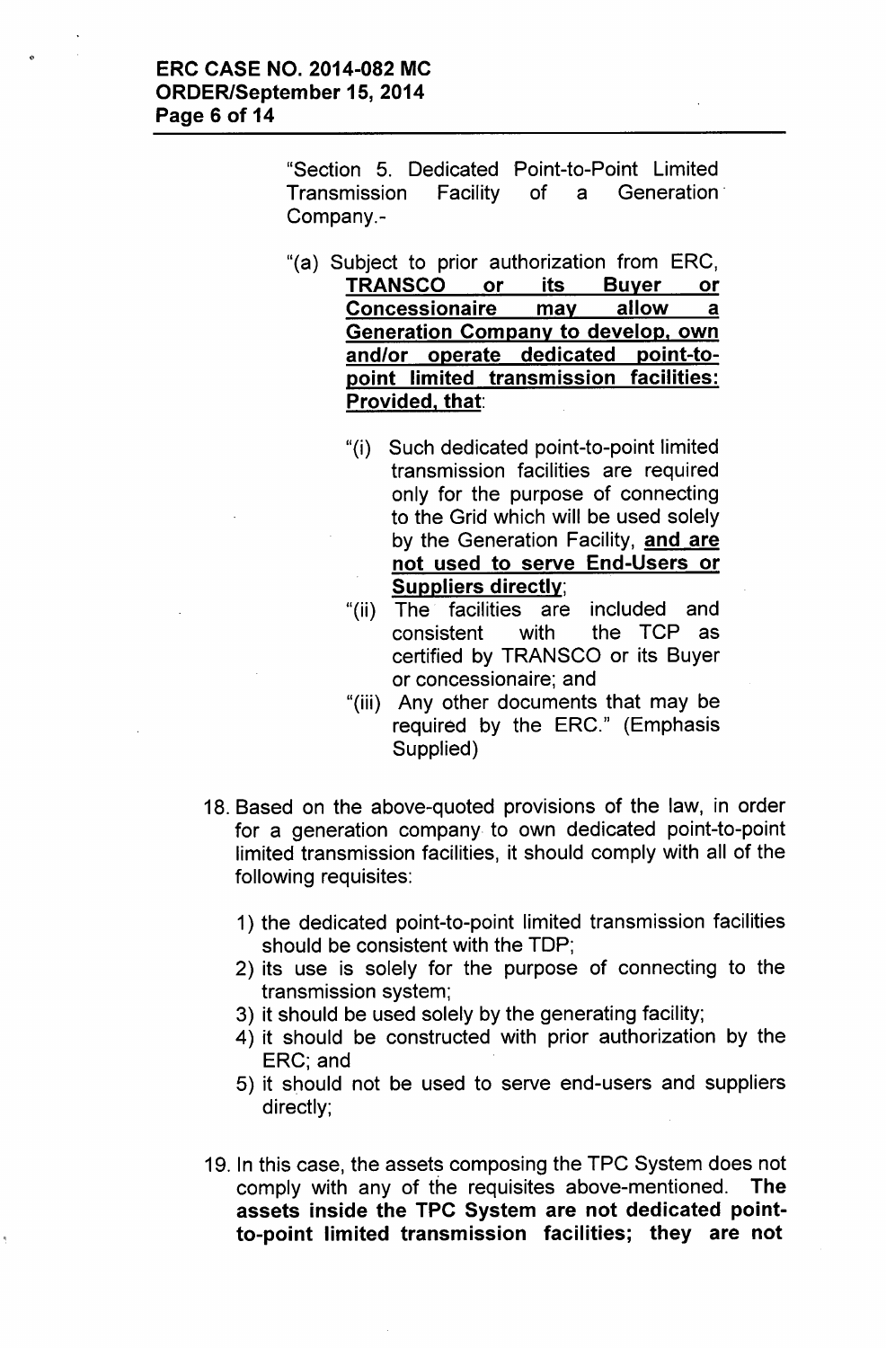"Section 5. Dedicated Point-to-Point Limited Transmission Facility of a Generation Company.-

"(a) Subject to prior authorization from ERC, **TRANSCO or its Buyer or Concessionaire may allow a Generation Company to develop, own and/or operate dedicated point-to-point limited transmission facilities: Provided, that**:

"(i) Such dedicated point-to-point limited transmission facilities are required only for the purpose of connecting to the Grid which will be used solely by the Generation Facility, **and are not used to serve End-Users or Suppliers directly**;

"(ii) The facilities are included and consistent with the TCP as certified by TRANSCO or its Buyer or concessionaire; and

"(iii) Any other documents that may be required by the ERC." (Emphasis Supplied)

18. Based on the above-quoted provisions of the law, in order for a generation company to own dedicated point-to-point limited transmission facilities, it should comply with all of the following requisites:

    1) the dedicated point-to-point limited transmission facilities should be consistent with the TDP;
    2) its use is solely for the purpose of connecting to the transmission system;
    3) it should be used solely by the generating facility;
    4) it should be constructed with prior authorization by the ERC; and
    5) it should not be used to serve end-users and suppliers directly;

19. In this case, the assets composing the TPC System does not comply with any of the requisites above-mentioned. **The assets inside the TPC System are not dedicated point-to-point limited transmission facilities; they are not**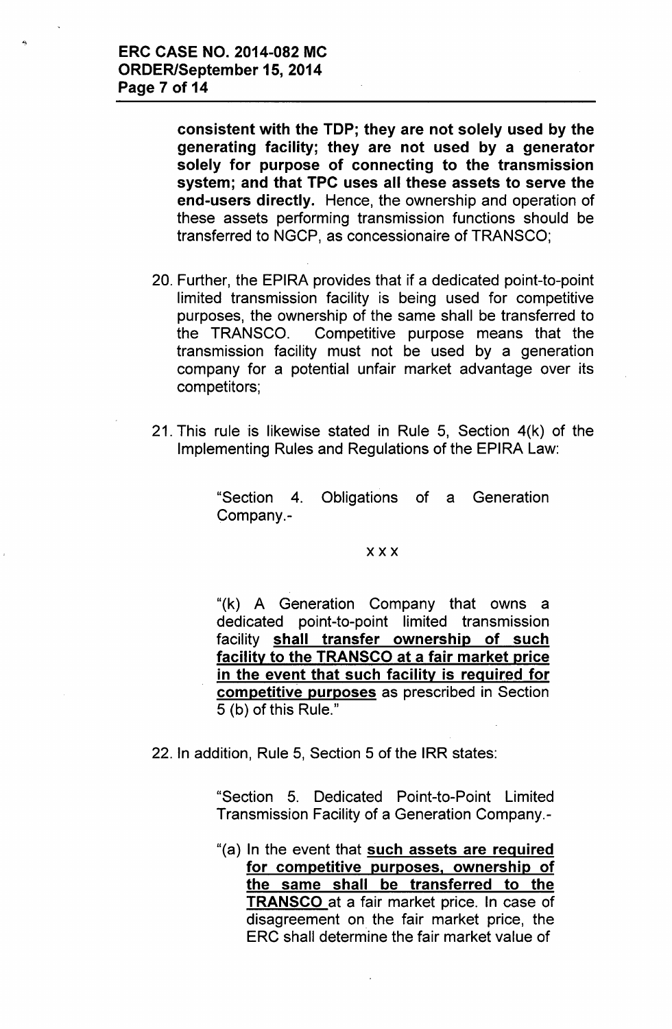**consistent with the TDP; they are not solely used by the generating facility; they are not used by a generator solely for purpose of connecting to the transmission system; and that TPC uses all these assets to serve the end-users directly.** Hence, the ownership and operation of these assets performing transmission functions should be transferred to NGCP, as concessionaire of TRANSCO;

20. Further, the EPIRA provides that if a dedicated point-to-point limited transmission facility is being used for competitive purposes, the ownership of the same shall be transferred to the TRANSCO. Competitive purpose means that the transmission facility must not be used by a generation company for a potential unfair market advantage over its competitors;

21. This rule is likewise stated in Rule 5, Section 4(k) of the Implementing Rules and Regulations of the EPIRA Law:

> "Section 4. Obligations of a Generation Company.-
>
> xxx
>
> "(k) A Generation Company that owns a dedicated point-to-point limited transmission facility **shall transfer ownership of such facility to the TRANSCO at a fair market price in the event that such facility is required for competitive purposes** as prescribed in Section 5 (b) of this Rule."

22. In addition, Rule 5, Section 5 of the IRR states:

> "Section 5. Dedicated Point-to-Point Limited Transmission Facility of a Generation Company.-
>
> "(a) In the event that **such assets are required for competitive purposes, ownership of the same shall be transferred to the TRANSCO** at a fair market price. In case of disagreement on the fair market price, the ERC shall determine the fair market value of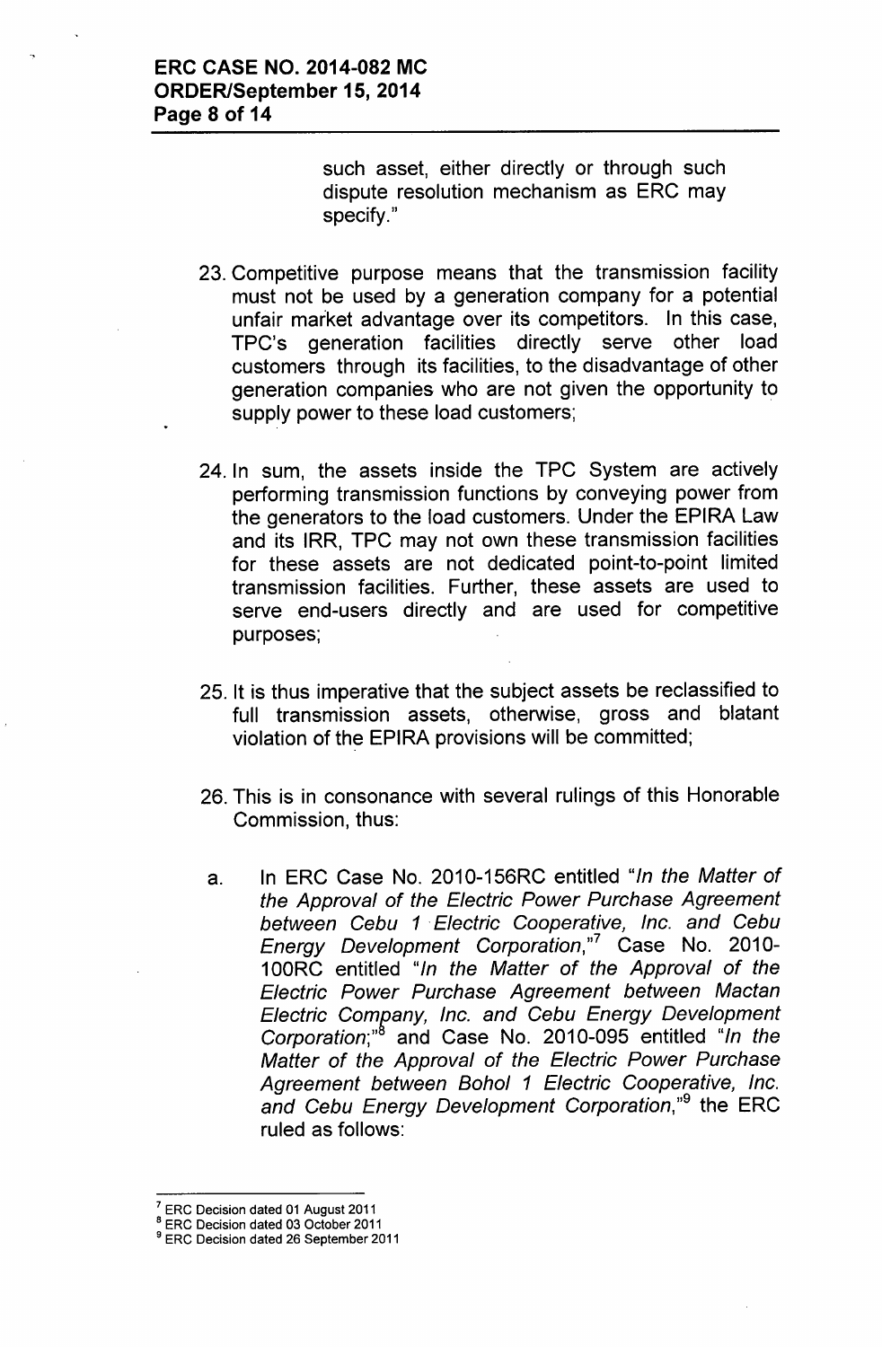such asset, either directly or through such dispute resolution mechanism as ERC may specify."

23. Competitive purpose means that the transmission facility must not be used by a generation company for a potential unfair market advantage over its competitors. In this case, TPC's generation facilities directly serve other load customers through its facilities, to the disadvantage of other generation companies who are not given the opportunity to supply power to these load customers;

24. In sum, the assets inside the TPC System are actively performing transmission functions by conveying power from the generators to the load customers. Under the EPIRA Law and its IRR, TPC may not own these transmission facilities for these assets are not dedicated point-to-point limited transmission facilities. Further, these assets are used to serve end-users directly and are used for competitive purposes;

25. It is thus imperative that the subject assets be reclassified to full transmission assets, otherwise, gross and blatant violation of the EPIRA provisions will be committed;

26. This is in consonance with several rulings of this Honorable Commission, thus:

a. In ERC Case No. 2010-156RC entitled "*In the Matter of the Approval of the Electric Power Purchase Agreement between Cebu 1 Electric Cooperative, Inc. and Cebu Energy Development Corporation*,"[7] Case No. 2010-100RC entitled "*In the Matter of the Approval of the Electric Power Purchase Agreement between Mactan Electric Company, Inc. and Cebu Energy Development Corporation*;"[8] and Case No. 2010-095 entitled "*In the Matter of the Approval of the Electric Power Purchase Agreement between Bohol 1 Electric Cooperative, Inc. and Cebu Energy Development Corporation*,"[9] the ERC ruled as follows:

---

[7] ERC Decision dated 01 August 2011

[8] ERC Decision dated 03 October 2011

[9] ERC Decision dated 26 September 2011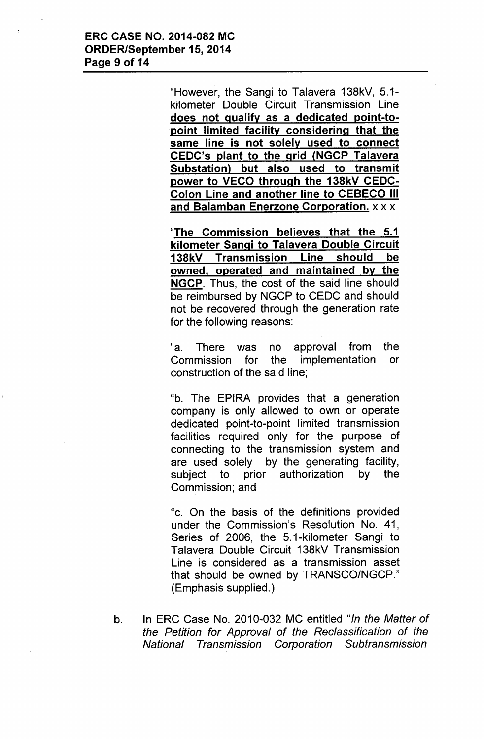"However, the Sangi to Talavera 138kV, 5.1-kilometer Double Circuit Transmission Line **does not qualify as a dedicated point-to-point limited facility considering that the same line is not solely used to connect CEDC's plant to the grid (NGCP Talavera Substation) but also used to transmit power to VECO through the 138kV CEDC-Colon Line and another line to CEBECO III and Balamban Enerzone Corporation.** x x x

"**The Commission believes that the 5.1 kilometer Sangi to Talavera Double Circuit 138kV Transmission Line should be owned, operated and maintained by the NGCP**. Thus, the cost of the said line should be reimbursed by NGCP to CEDC and should not be recovered through the generation rate for the following reasons:

"a. There was no approval from the Commission for the implementation or construction of the said line;

"b. The EPIRA provides that a generation company is only allowed to own or operate dedicated point-to-point limited transmission facilities required only for the purpose of connecting to the transmission system and are used solely by the generating facility, subject to prior authorization by the Commission; and

"c. On the basis of the definitions provided under the Commission's Resolution No. 41, Series of 2006, the 5.1-kilometer Sangi to Talavera Double Circuit 138kV Transmission Line is considered as a transmission asset that should be owned by TRANSCO/NGCP." (Emphasis supplied.)

b. In ERC Case No. 2010-032 MC entitled "*In the Matter of the Petition for Approval of the Reclassification of the National Transmission Corporation Subtransmission*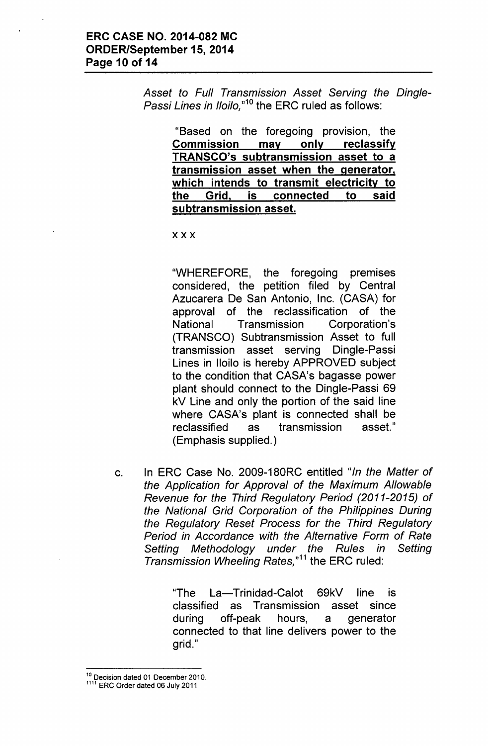*Asset to Full Transmission Asset Serving the Dingle-Passi Lines in Iloilo,"*[10] the ERC ruled as follows:

> "Based on the foregoing provision, the **Commission may only reclassify TRANSCO's subtransmission asset to a transmission asset when the generator, which intends to transmit electricity to the Grid, is connected to said subtransmission asset.**
>
> x x x
>
> "WHEREFORE, the foregoing premises considered, the petition filed by Central Azucarera De San Antonio, Inc. (CASA) for approval of the reclassification of the National Transmission Corporation's (TRANSCO) Subtransmission Asset to full transmission asset serving Dingle-Passi Lines in Iloilo is hereby APPROVED subject to the condition that CASA's bagasse power plant should connect to the Dingle-Passi 69 kV Line and only the portion of the said line where CASA's plant is connected shall be reclassified as transmission asset." (Emphasis supplied.)

c. In ERC Case No. 2009-180RC entitled *"In the Matter of the Application for Approval of the Maximum Allowable Revenue for the Third Regulatory Period (2011-2015) of the National Grid Corporation of the Philippines During the Regulatory Reset Process for the Third Regulatory Period in Accordance with the Alternative Form of Rate Setting Methodology under the Rules in Setting Transmission Wheeling Rates,"*[11] the ERC ruled:

> "The La—Trinidad-Calot 69kV line is classified as Transmission asset since during off-peak hours, a generator connected to that line delivers power to the grid."

---

[10] Decision dated 01 December 2010.

[11] ERC Order dated 06 July 2011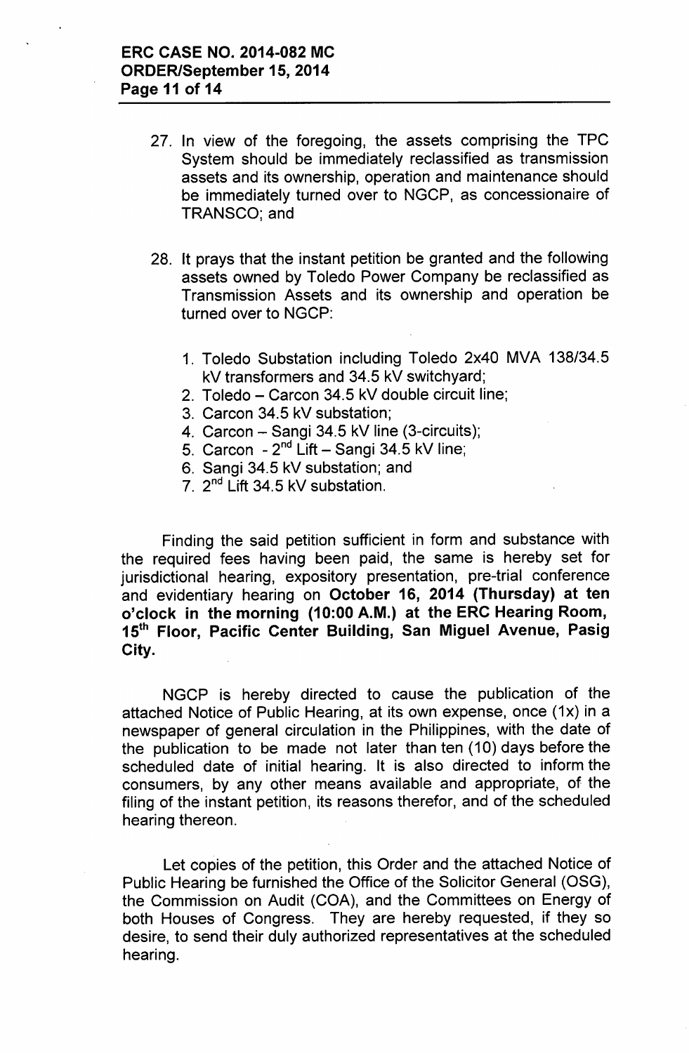27. In view of the foregoing, the assets comprising the TPC System should be immediately reclassified as transmission assets and its ownership, operation and maintenance should be immediately turned over to NGCP, as concessionaire of TRANSCO; and

28. It prays that the instant petition be granted and the following assets owned by Toledo Power Company be reclassified as Transmission Assets and its ownership and operation be turned over to NGCP:

    1. Toledo Substation including Toledo 2x40 MVA 138/34.5 kV transformers and 34.5 kV switchyard;
    2. Toledo – Carcon 34.5 kV double circuit line;
    3. Carcon 34.5 kV substation;
    4. Carcon – Sangi 34.5 kV line (3-circuits);
    5. Carcon - 2nd Lift – Sangi 34.5 kV line;
    6. Sangi 34.5 kV substation; and
    7. 2nd Lift 34.5 kV substation.

Finding the said petition sufficient in form and substance with the required fees having been paid, the same is hereby set for jurisdictional hearing, expository presentation, pre-trial conference and evidentiary hearing on **October 16, 2014 (Thursday) at ten o'clock in the morning (10:00 A.M.) at the ERC Hearing Room, 15th Floor, Pacific Center Building, San Miguel Avenue, Pasig City.**

NGCP is hereby directed to cause the publication of the attached Notice of Public Hearing, at its own expense, once (1x) in a newspaper of general circulation in the Philippines, with the date of the publication to be made not later than ten (10) days before the scheduled date of initial hearing. It is also directed to inform the consumers, by any other means available and appropriate, of the filing of the instant petition, its reasons therefor, and of the scheduled hearing thereon.

Let copies of the petition, this Order and the attached Notice of Public Hearing be furnished the Office of the Solicitor General (OSG), the Commission on Audit (COA), and the Committees on Energy of both Houses of Congress. They are hereby requested, if they so desire, to send their duly authorized representatives at the scheduled hearing.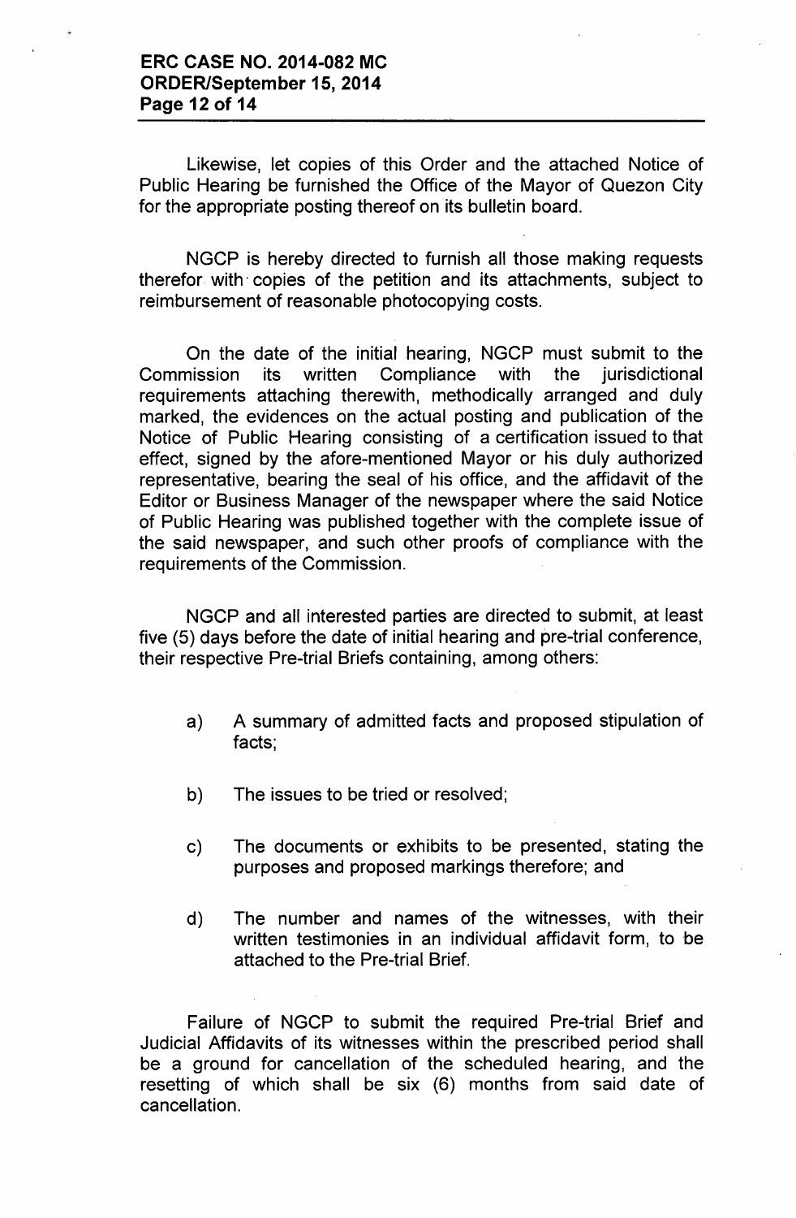Likewise, let copies of this Order and the attached Notice of Public Hearing be furnished the Office of the Mayor of Quezon City for the appropriate posting thereof on its bulletin board.

NGCP is hereby directed to furnish all those making requests therefor with copies of the petition and its attachments, subject to reimbursement of reasonable photocopying costs.

On the date of the initial hearing, NGCP must submit to the Commission its written Compliance with the jurisdictional requirements attaching therewith, methodically arranged and duly marked, the evidences on the actual posting and publication of the Notice of Public Hearing consisting of a certification issued to that effect, signed by the afore-mentioned Mayor or his duly authorized representative, bearing the seal of his office, and the affidavit of the Editor or Business Manager of the newspaper where the said Notice of Public Hearing was published together with the complete issue of the said newspaper, and such other proofs of compliance with the requirements of the Commission.

NGCP and all interested parties are directed to submit, at least five (5) days before the date of initial hearing and pre-trial conference, their respective Pre-trial Briefs containing, among others:

a) A summary of admitted facts and proposed stipulation of facts;

b) The issues to be tried or resolved;

c) The documents or exhibits to be presented, stating the purposes and proposed markings therefore; and

d) The number and names of the witnesses, with their written testimonies in an individual affidavit form, to be attached to the Pre-trial Brief.

Failure of NGCP to submit the required Pre-trial Brief and Judicial Affidavits of its witnesses within the prescribed period shall be a ground for cancellation of the scheduled hearing, and the resetting of which shall be six (6) months from said date of cancellation.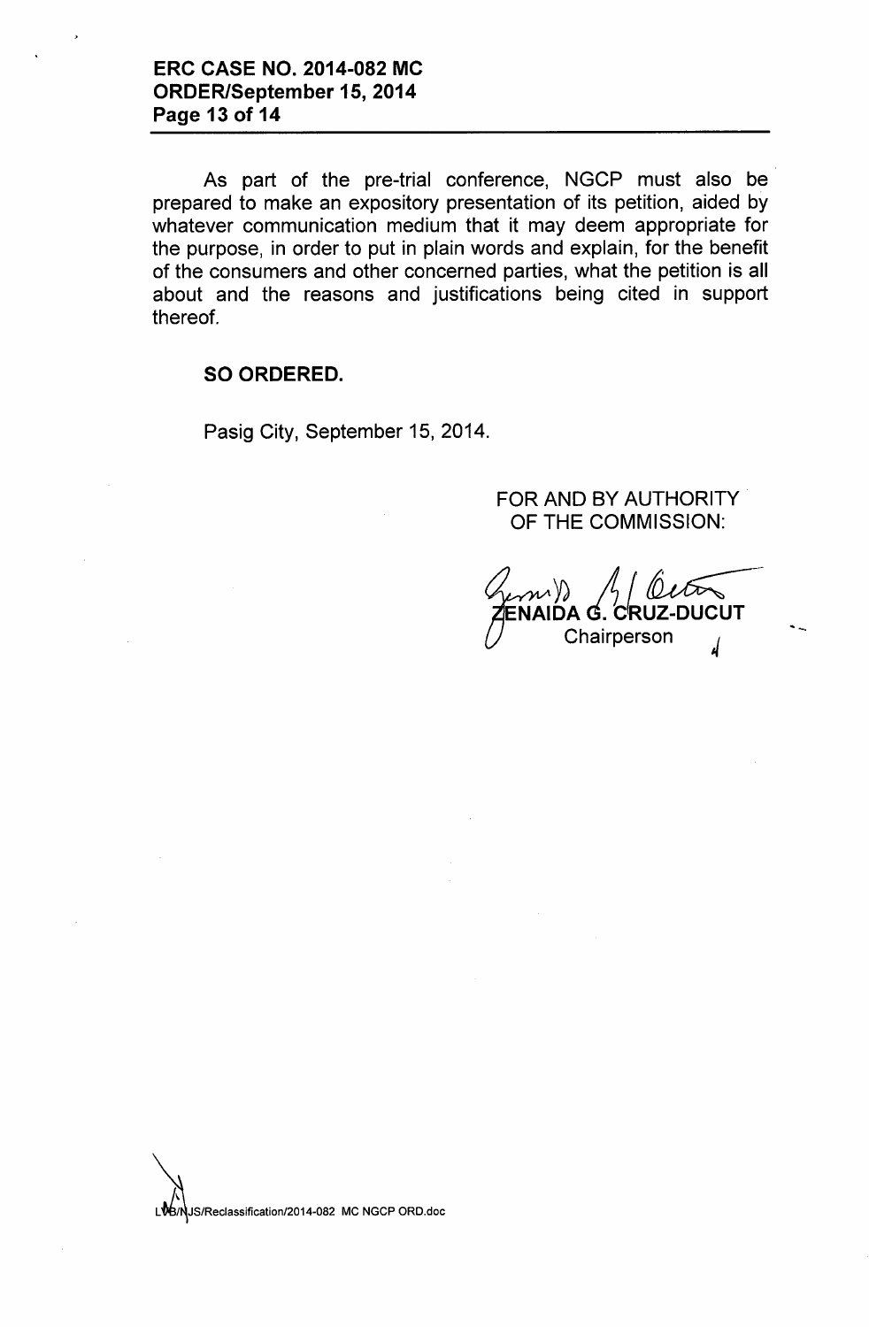As part of the pre-trial conference, NGCP must also be prepared to make an expository presentation of its petition, aided by whatever communication medium that it may deem appropriate for the purpose, in order to put in plain words and explain, for the benefit of the consumers and other concerned parties, what the petition is all about and the reasons and justifications being cited in support thereof.

**SO ORDERED.**

Pasig City, September 15, 2014.

FOR AND BY AUTHORITY OF THE COMMISSION:

**ZENAIDA G. CRUZ-DUCUT**
Chairperson

LVB/NJS/Reclassification/2014-082 MC NGCP ORD.doc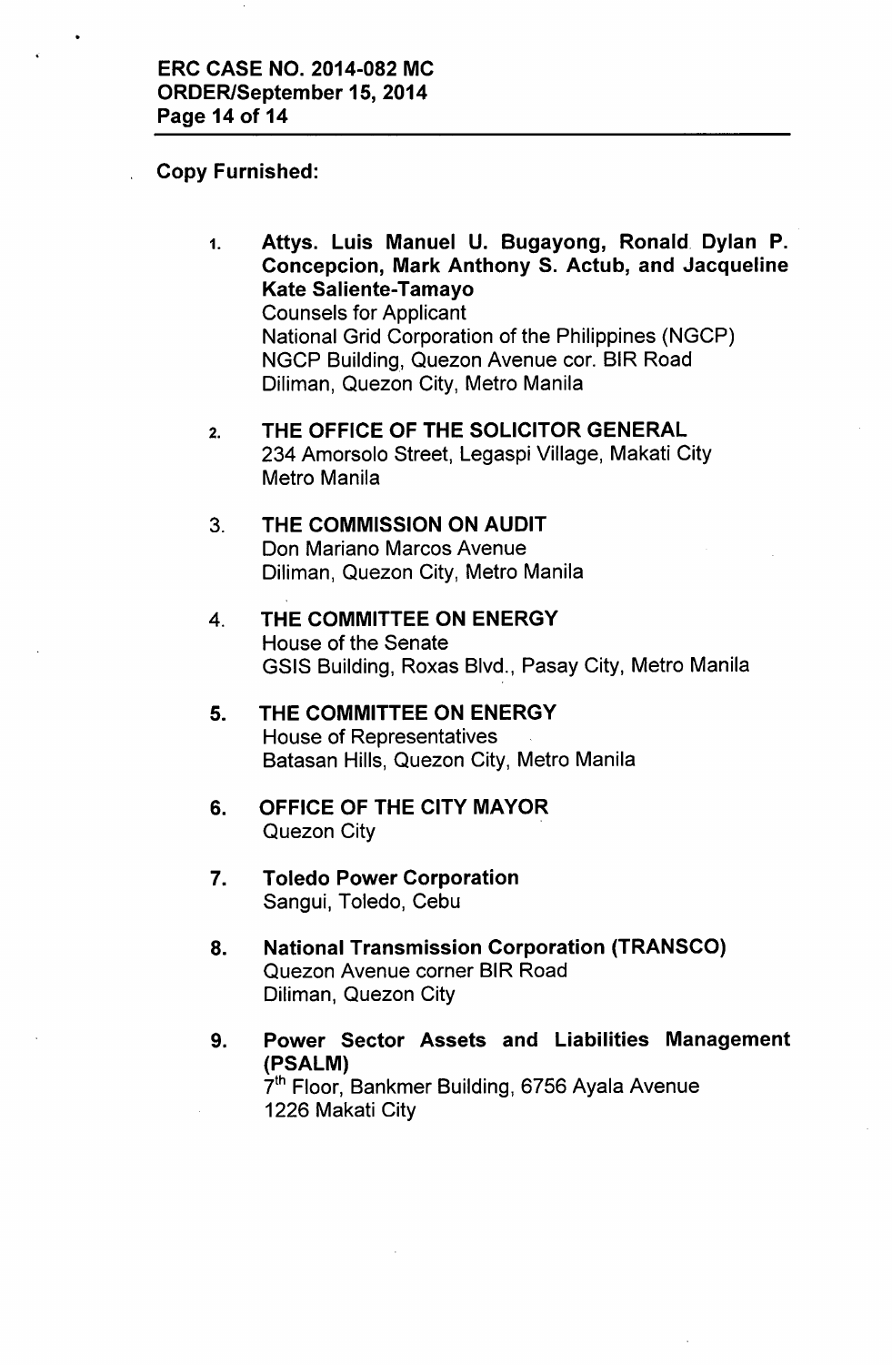**Copy Furnished:**

1. **Attys. Luis Manuel U. Bugayong, Ronald Dylan P. Concepcion, Mark Anthony S. Actub, and Jacqueline Kate Saliente-Tamayo**
   Counsels for Applicant
   National Grid Corporation of the Philippines (NGCP)
   NGCP Building, Quezon Avenue cor. BIR Road
   Diliman, Quezon City, Metro Manila

2. **THE OFFICE OF THE SOLICITOR GENERAL**
   234 Amorsolo Street, Legaspi Village, Makati City
   Metro Manila

3. **THE COMMISSION ON AUDIT**
   Don Mariano Marcos Avenue
   Diliman, Quezon City, Metro Manila

4. **THE COMMITTEE ON ENERGY**
   House of the Senate
   GSIS Building, Roxas Blvd., Pasay City, Metro Manila

5. **THE COMMITTEE ON ENERGY**
   House of Representatives
   Batasan Hills, Quezon City, Metro Manila

6. **OFFICE OF THE CITY MAYOR**
   Quezon City

7. **Toledo Power Corporation**
   Sangui, Toledo, Cebu

8. **National Transmission Corporation (TRANSCO)**
   Quezon Avenue corner BIR Road
   Diliman, Quezon City

9. **Power Sector Assets and Liabilities Management (PSALM)**
   7th Floor, Bankmer Building, 6756 Ayala Avenue
   1226 Makati City